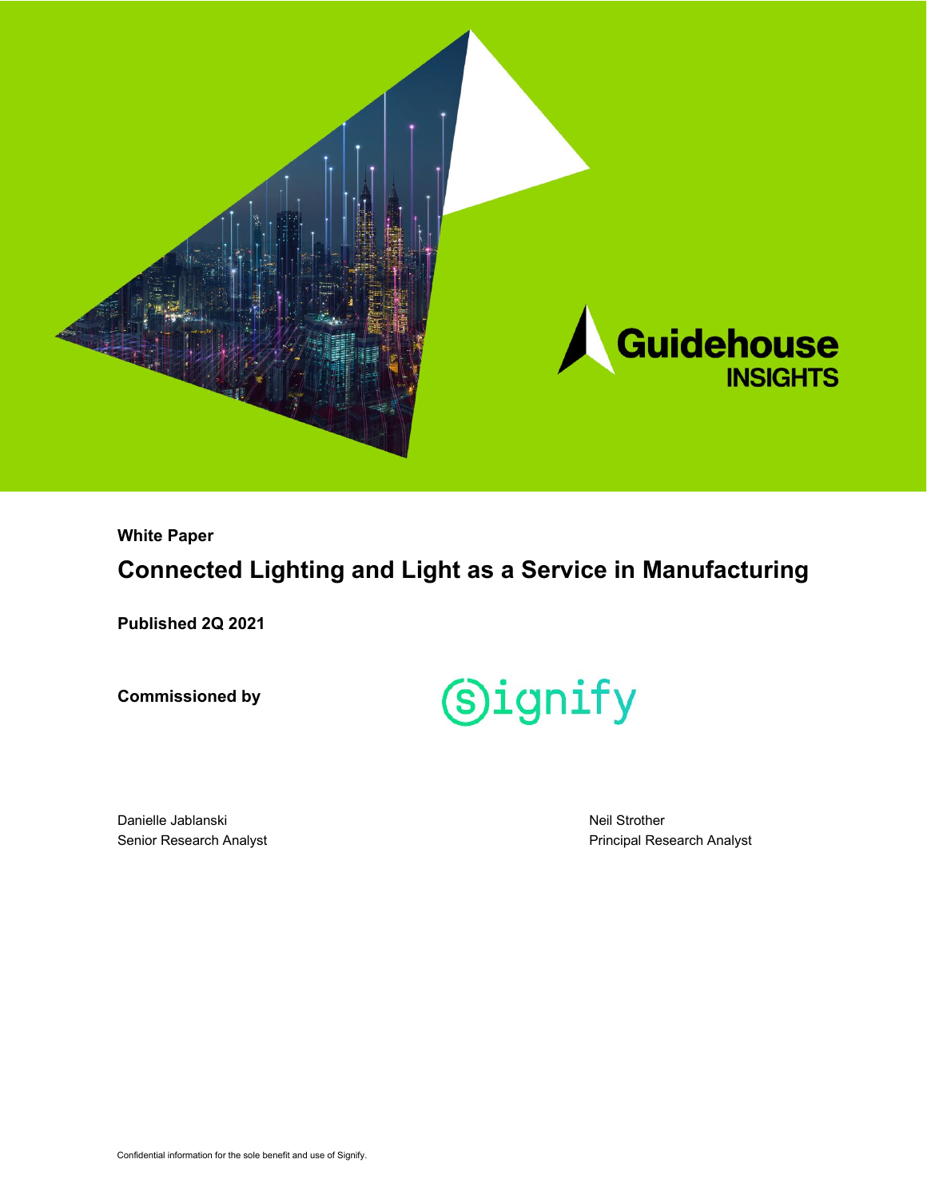Guidehouse INSIGHTS

**White Paper**

# Connected Lighting and Light as a Service in Manufacturing

**Published 2Q 2021**

**Commissioned by**

Signify

Danielle Jablanski
Senior Research Analyst

Neil Strother
Principal Research Analyst

Confidential information for the sole benefit and use of Signify.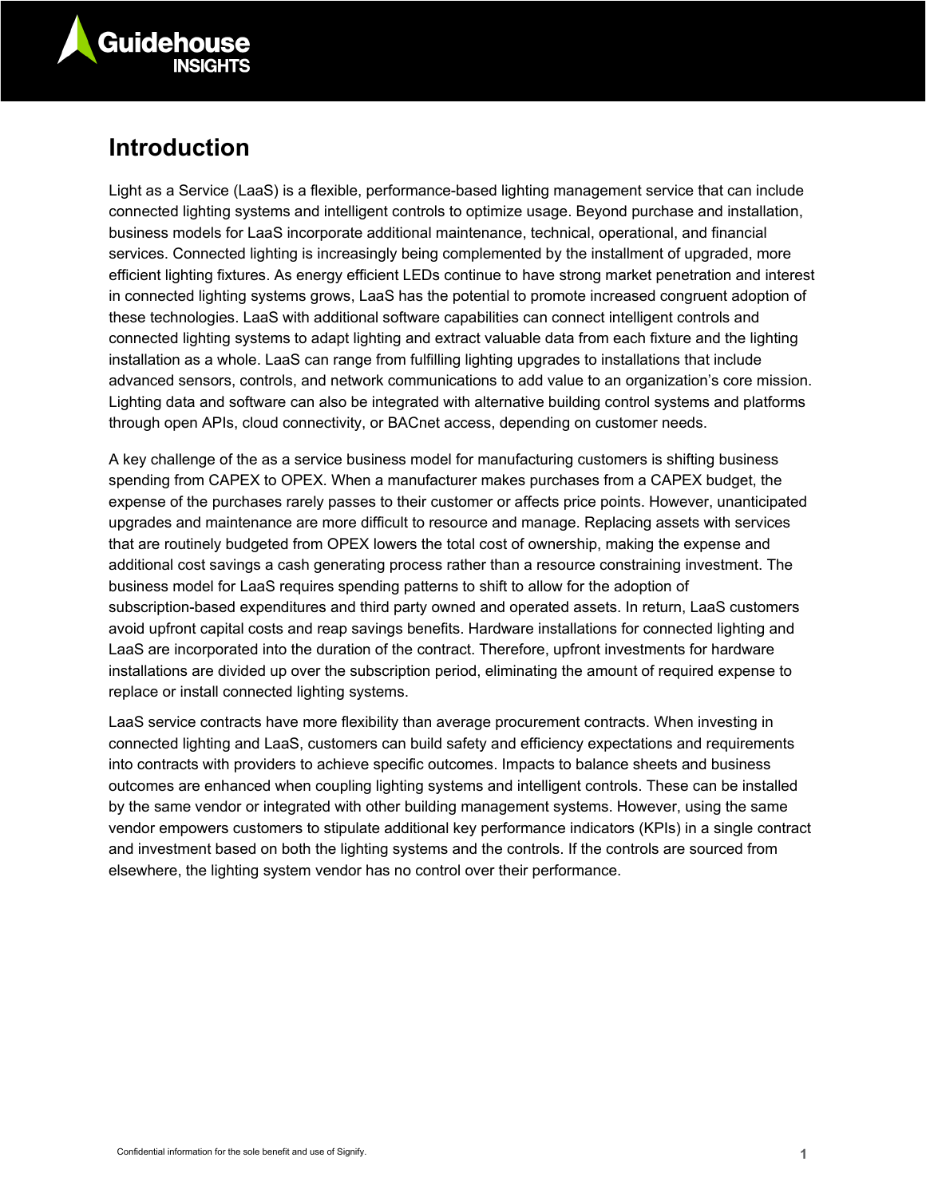## Introduction

Light as a Service (LaaS) is a flexible, performance-based lighting management service that can include connected lighting systems and intelligent controls to optimize usage. Beyond purchase and installation, business models for LaaS incorporate additional maintenance, technical, operational, and financial services. Connected lighting is increasingly being complemented by the installment of upgraded, more efficient lighting fixtures. As energy efficient LEDs continue to have strong market penetration and interest in connected lighting systems grows, LaaS has the potential to promote increased congruent adoption of these technologies. LaaS with additional software capabilities can connect intelligent controls and connected lighting systems to adapt lighting and extract valuable data from each fixture and the lighting installation as a whole. LaaS can range from fulfilling lighting upgrades to installations that include advanced sensors, controls, and network communications to add value to an organization's core mission. Lighting data and software can also be integrated with alternative building control systems and platforms through open APIs, cloud connectivity, or BACnet access, depending on customer needs.

A key challenge of the as a service business model for manufacturing customers is shifting business spending from CAPEX to OPEX. When a manufacturer makes purchases from a CAPEX budget, the expense of the purchases rarely passes to their customer or affects price points. However, unanticipated upgrades and maintenance are more difficult to resource and manage. Replacing assets with services that are routinely budgeted from OPEX lowers the total cost of ownership, making the expense and additional cost savings a cash generating process rather than a resource constraining investment. The business model for LaaS requires spending patterns to shift to allow for the adoption of subscription-based expenditures and third party owned and operated assets. In return, LaaS customers avoid upfront capital costs and reap savings benefits. Hardware installations for connected lighting and LaaS are incorporated into the duration of the contract. Therefore, upfront investments for hardware installations are divided up over the subscription period, eliminating the amount of required expense to replace or install connected lighting systems.

LaaS service contracts have more flexibility than average procurement contracts. When investing in connected lighting and LaaS, customers can build safety and efficiency expectations and requirements into contracts with providers to achieve specific outcomes. Impacts to balance sheets and business outcomes are enhanced when coupling lighting systems and intelligent controls. These can be installed by the same vendor or integrated with other building management systems. However, using the same vendor empowers customers to stipulate additional key performance indicators (KPIs) in a single contract and investment based on both the lighting systems and the controls. If the controls are sourced from elsewhere, the lighting system vendor has no control over their performance.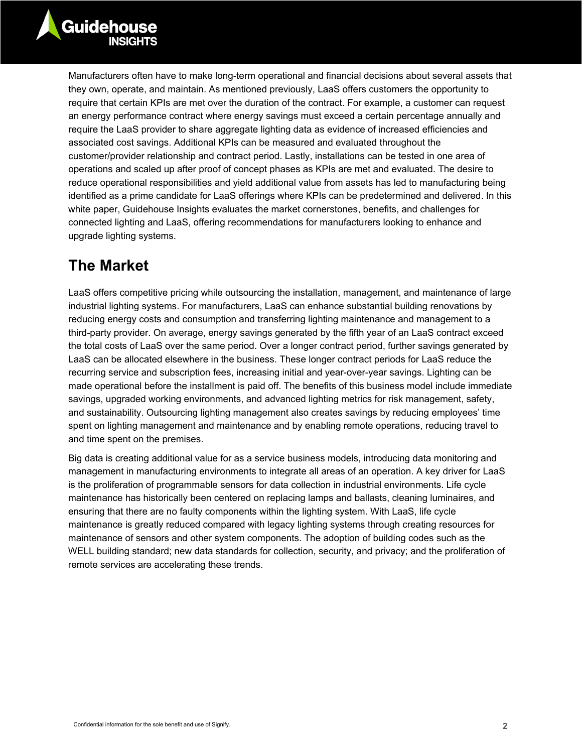Manufacturers often have to make long-term operational and financial decisions about several assets that they own, operate, and maintain. As mentioned previously, LaaS offers customers the opportunity to require that certain KPIs are met over the duration of the contract. For example, a customer can request an energy performance contract where energy savings must exceed a certain percentage annually and require the LaaS provider to share aggregate lighting data as evidence of increased efficiencies and associated cost savings. Additional KPIs can be measured and evaluated throughout the customer/provider relationship and contract period. Lastly, installations can be tested in one area of operations and scaled up after proof of concept phases as KPIs are met and evaluated. The desire to reduce operational responsibilities and yield additional value from assets has led to manufacturing being identified as a prime candidate for LaaS offerings where KPIs can be predetermined and delivered. In this white paper, Guidehouse Insights evaluates the market cornerstones, benefits, and challenges for connected lighting and LaaS, offering recommendations for manufacturers looking to enhance and upgrade lighting systems.

## The Market

LaaS offers competitive pricing while outsourcing the installation, management, and maintenance of large industrial lighting systems. For manufacturers, LaaS can enhance substantial building renovations by reducing energy costs and consumption and transferring lighting maintenance and management to a third-party provider. On average, energy savings generated by the fifth year of an LaaS contract exceed the total costs of LaaS over the same period. Over a longer contract period, further savings generated by LaaS can be allocated elsewhere in the business. These longer contract periods for LaaS reduce the recurring service and subscription fees, increasing initial and year-over-year savings. Lighting can be made operational before the installment is paid off. The benefits of this business model include immediate savings, upgraded working environments, and advanced lighting metrics for risk management, safety, and sustainability. Outsourcing lighting management also creates savings by reducing employees' time spent on lighting management and maintenance and by enabling remote operations, reducing travel to and time spent on the premises.

Big data is creating additional value for as a service business models, introducing data monitoring and management in manufacturing environments to integrate all areas of an operation. A key driver for LaaS is the proliferation of programmable sensors for data collection in industrial environments. Life cycle maintenance has historically been centered on replacing lamps and ballasts, cleaning luminaires, and ensuring that there are no faulty components within the lighting system. With LaaS, life cycle maintenance is greatly reduced compared with legacy lighting systems through creating resources for maintenance of sensors and other system components. The adoption of building codes such as the WELL building standard; new data standards for collection, security, and privacy; and the proliferation of remote services are accelerating these trends.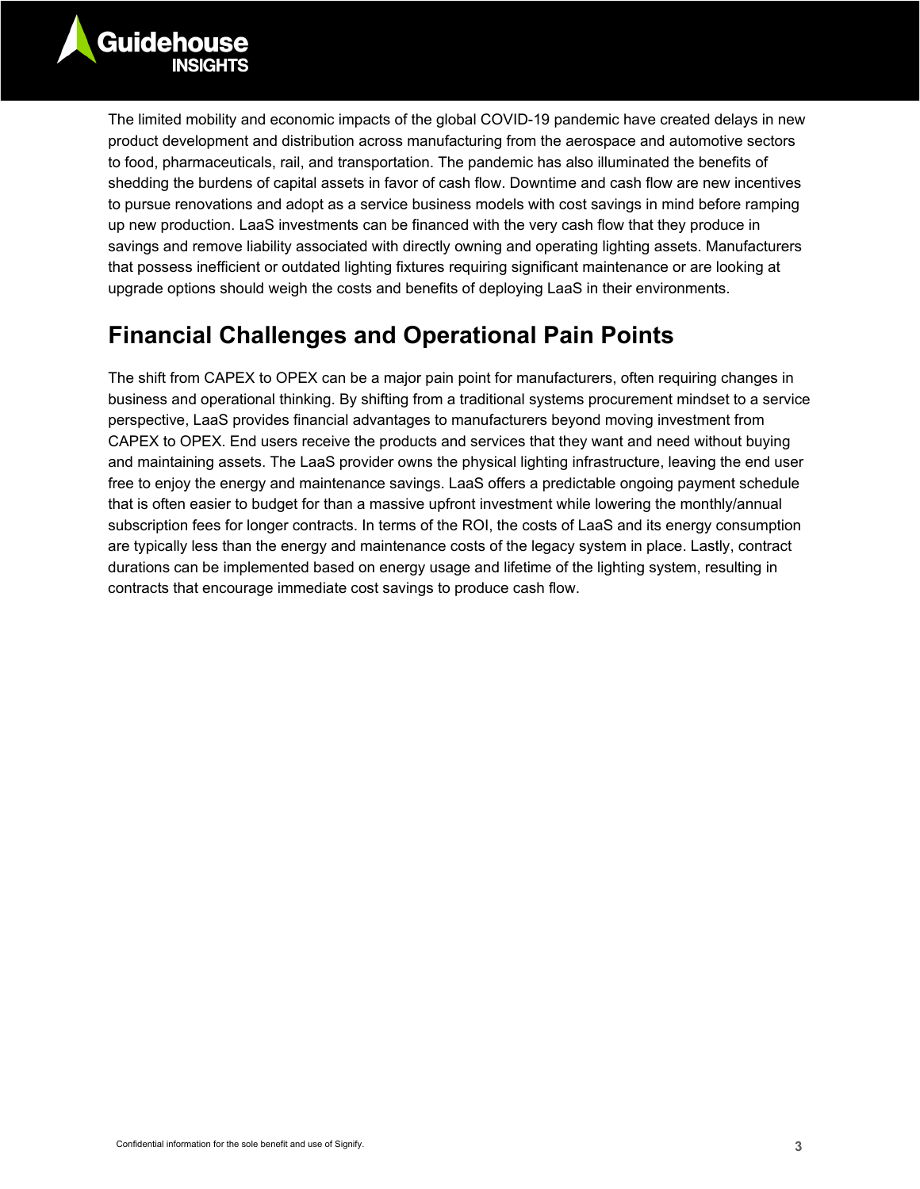The limited mobility and economic impacts of the global COVID-19 pandemic have created delays in new product development and distribution across manufacturing from the aerospace and automotive sectors to food, pharmaceuticals, rail, and transportation. The pandemic has also illuminated the benefits of shedding the burdens of capital assets in favor of cash flow. Downtime and cash flow are new incentives to pursue renovations and adopt as a service business models with cost savings in mind before ramping up new production. LaaS investments can be financed with the very cash flow that they produce in savings and remove liability associated with directly owning and operating lighting assets. Manufacturers that possess inefficient or outdated lighting fixtures requiring significant maintenance or are looking at upgrade options should weigh the costs and benefits of deploying LaaS in their environments.

## Financial Challenges and Operational Pain Points

The shift from CAPEX to OPEX can be a major pain point for manufacturers, often requiring changes in business and operational thinking. By shifting from a traditional systems procurement mindset to a service perspective, LaaS provides financial advantages to manufacturers beyond moving investment from CAPEX to OPEX. End users receive the products and services that they want and need without buying and maintaining assets. The LaaS provider owns the physical lighting infrastructure, leaving the end user free to enjoy the energy and maintenance savings. LaaS offers a predictable ongoing payment schedule that is often easier to budget for than a massive upfront investment while lowering the monthly/annual subscription fees for longer contracts. In terms of the ROI, the costs of LaaS and its energy consumption are typically less than the energy and maintenance costs of the legacy system in place. Lastly, contract durations can be implemented based on energy usage and lifetime of the lighting system, resulting in contracts that encourage immediate cost savings to produce cash flow.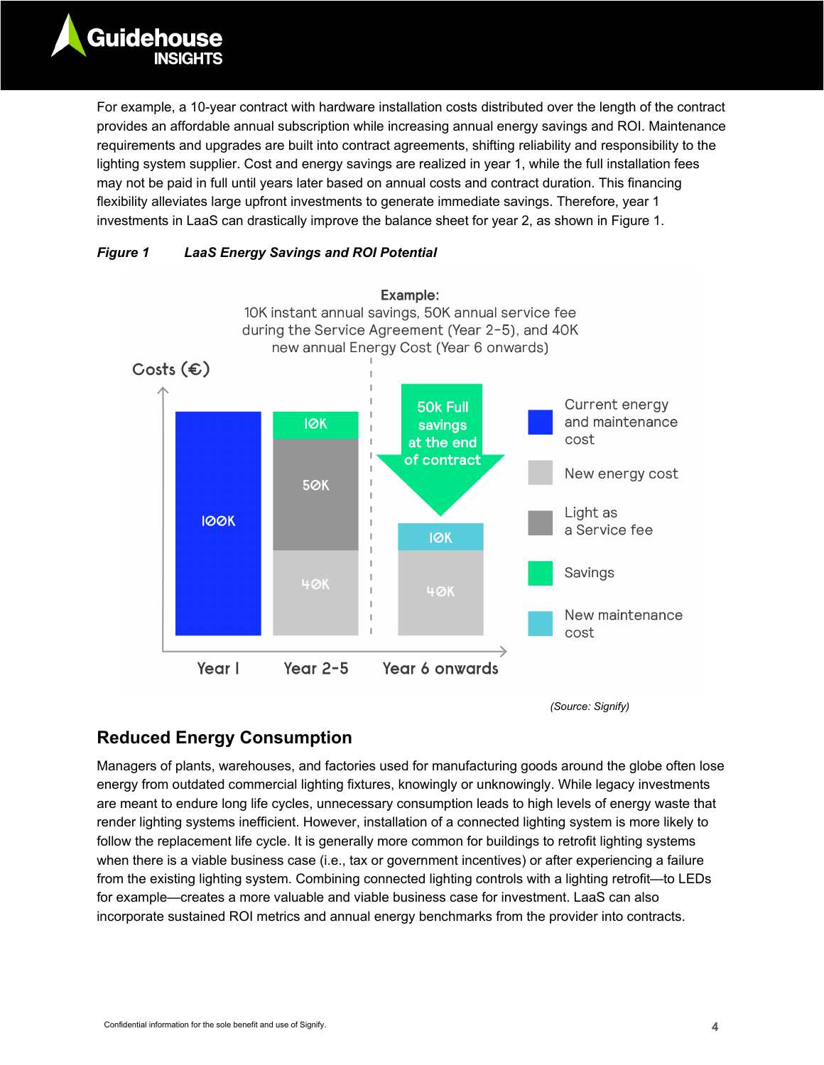For example, a 10-year contract with hardware installation costs distributed over the length of the contract provides an affordable annual subscription while increasing annual energy savings and ROI. Maintenance requirements and upgrades are built into contract agreements, shifting reliability and responsibility to the lighting system supplier. Cost and energy savings are realized in year 1, while the full installation fees may not be paid in full until years later based on annual costs and contract duration. This financing flexibility alleviates large upfront investments to generate immediate savings. Therefore, year 1 investments in LaaS can drastically improve the balance sheet for year 2, as shown in Figure 1.

***Figure 1 LaaS Energy Savings and ROI Potential***

Example:
10K instant annual savings, 50K annual service fee during the Service Agreement (Year 2-5), and 40K new annual Energy Cost (Year 6 onwards)

Costs (€)

| | Year 1 | Year 2-5 | Year 6 onwards |
|---|---|---|---|
| Current energy and maintenance cost | 100K | | |
| Savings | | 10K | 50k Full savings at the end of contract |
| Light as a Service fee | | 50K | |
| New maintenance cost | | | 10K |
| New energy cost | | 40K | 40K |

(Source: Signify)

## Reduced Energy Consumption

Managers of plants, warehouses, and factories used for manufacturing goods around the globe often lose energy from outdated commercial lighting fixtures, knowingly or unknowingly. While legacy investments are meant to endure long life cycles, unnecessary consumption leads to high levels of energy waste that render lighting systems inefficient. However, installation of a connected lighting system is more likely to follow the replacement life cycle. It is generally more common for buildings to retrofit lighting systems when there is a viable business case (i.e., tax or government incentives) or after experiencing a failure from the existing lighting system. Combining connected lighting controls with a lighting retrofit—to LEDs for example—creates a more valuable and viable business case for investment. LaaS can also incorporate sustained ROI metrics and annual energy benchmarks from the provider into contracts.

Confidential information for the sole benefit and use of Signify.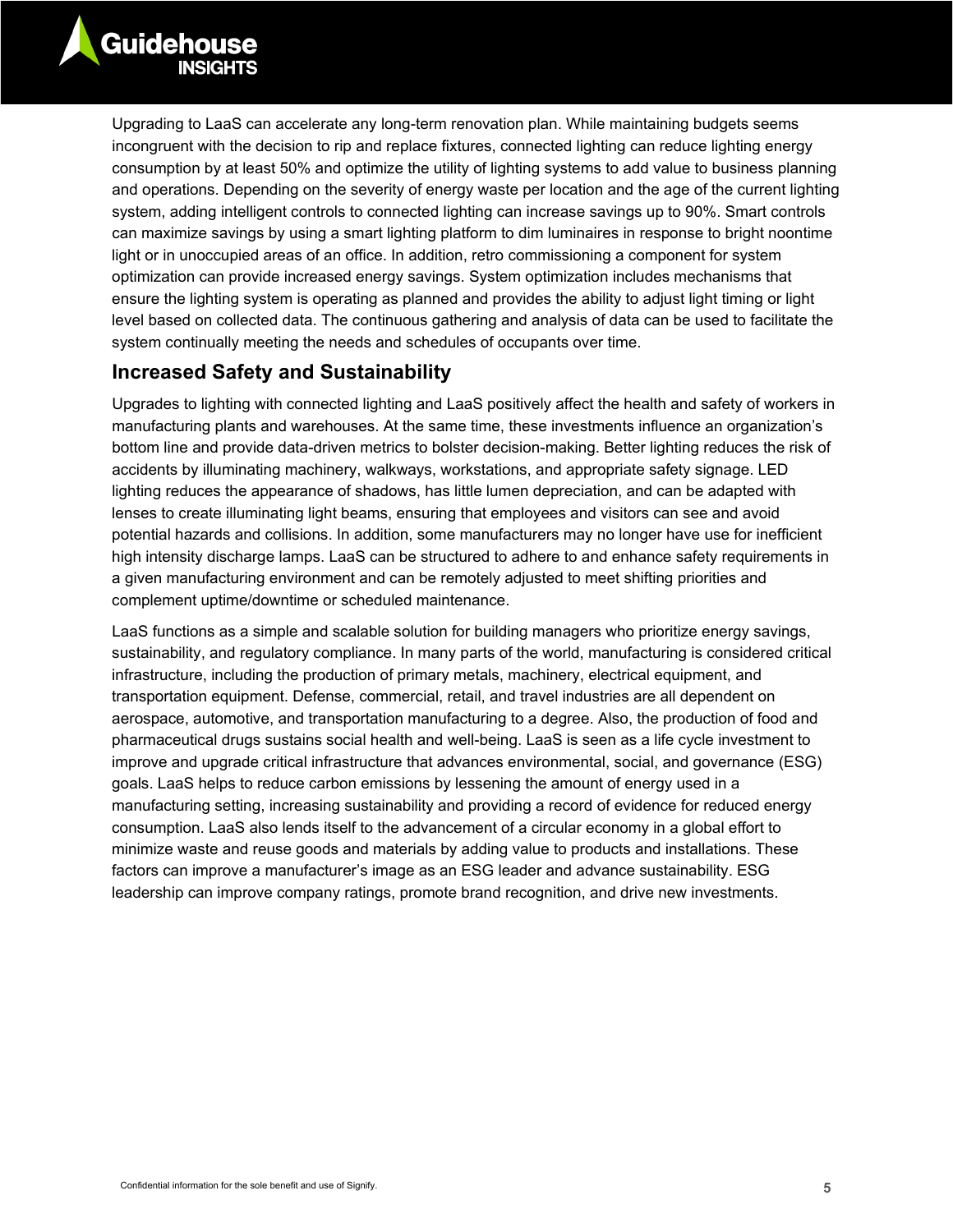Upgrading to LaaS can accelerate any long-term renovation plan. While maintaining budgets seems incongruent with the decision to rip and replace fixtures, connected lighting can reduce lighting energy consumption by at least 50% and optimize the utility of lighting systems to add value to business planning and operations. Depending on the severity of energy waste per location and the age of the current lighting system, adding intelligent controls to connected lighting can increase savings up to 90%. Smart controls can maximize savings by using a smart lighting platform to dim luminaires in response to bright noontime light or in unoccupied areas of an office. In addition, retro commissioning a component for system optimization can provide increased energy savings. System optimization includes mechanisms that ensure the lighting system is operating as planned and provides the ability to adjust light timing or light level based on collected data. The continuous gathering and analysis of data can be used to facilitate the system continually meeting the needs and schedules of occupants over time.

## Increased Safety and Sustainability

Upgrades to lighting with connected lighting and LaaS positively affect the health and safety of workers in manufacturing plants and warehouses. At the same time, these investments influence an organization's bottom line and provide data-driven metrics to bolster decision-making. Better lighting reduces the risk of accidents by illuminating machinery, walkways, workstations, and appropriate safety signage. LED lighting reduces the appearance of shadows, has little lumen depreciation, and can be adapted with lenses to create illuminating light beams, ensuring that employees and visitors can see and avoid potential hazards and collisions. In addition, some manufacturers may no longer have use for inefficient high intensity discharge lamps. LaaS can be structured to adhere to and enhance safety requirements in a given manufacturing environment and can be remotely adjusted to meet shifting priorities and complement uptime/downtime or scheduled maintenance.

LaaS functions as a simple and scalable solution for building managers who prioritize energy savings, sustainability, and regulatory compliance. In many parts of the world, manufacturing is considered critical infrastructure, including the production of primary metals, machinery, electrical equipment, and transportation equipment. Defense, commercial, retail, and travel industries are all dependent on aerospace, automotive, and transportation manufacturing to a degree. Also, the production of food and pharmaceutical drugs sustains social health and well-being. LaaS is seen as a life cycle investment to improve and upgrade critical infrastructure that advances environmental, social, and governance (ESG) goals. LaaS helps to reduce carbon emissions by lessening the amount of energy used in a manufacturing setting, increasing sustainability and providing a record of evidence for reduced energy consumption. LaaS also lends itself to the advancement of a circular economy in a global effort to minimize waste and reuse goods and materials by adding value to products and installations. These factors can improve a manufacturer's image as an ESG leader and advance sustainability. ESG leadership can improve company ratings, promote brand recognition, and drive new investments.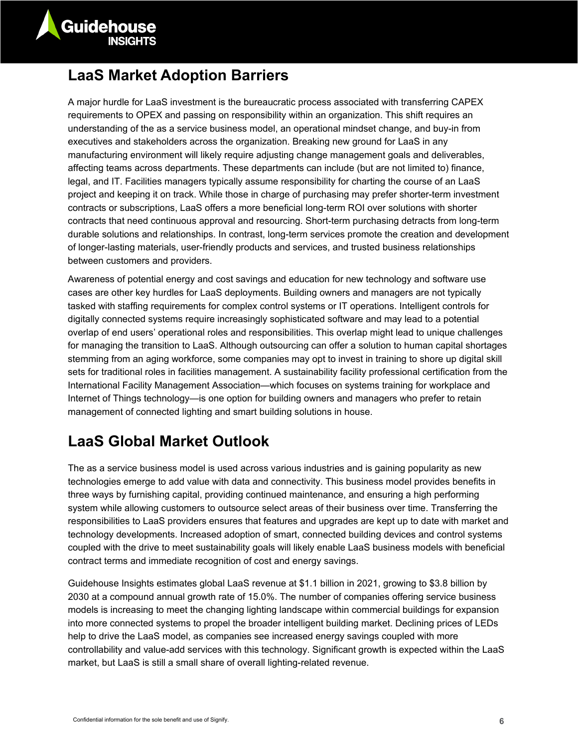## LaaS Market Adoption Barriers

A major hurdle for LaaS investment is the bureaucratic process associated with transferring CAPEX requirements to OPEX and passing on responsibility within an organization. This shift requires an understanding of the as a service business model, an operational mindset change, and buy-in from executives and stakeholders across the organization. Breaking new ground for LaaS in any manufacturing environment will likely require adjusting change management goals and deliverables, affecting teams across departments. These departments can include (but are not limited to) finance, legal, and IT. Facilities managers typically assume responsibility for charting the course of an LaaS project and keeping it on track. While those in charge of purchasing may prefer shorter-term investment contracts or subscriptions, LaaS offers a more beneficial long-term ROI over solutions with shorter contracts that need continuous approval and resourcing. Short-term purchasing detracts from long-term durable solutions and relationships. In contrast, long-term services promote the creation and development of longer-lasting materials, user-friendly products and services, and trusted business relationships between customers and providers.

Awareness of potential energy and cost savings and education for new technology and software use cases are other key hurdles for LaaS deployments. Building owners and managers are not typically tasked with staffing requirements for complex control systems or IT operations. Intelligent controls for digitally connected systems require increasingly sophisticated software and may lead to a potential overlap of end users' operational roles and responsibilities. This overlap might lead to unique challenges for managing the transition to LaaS. Although outsourcing can offer a solution to human capital shortages stemming from an aging workforce, some companies may opt to invest in training to shore up digital skill sets for traditional roles in facilities management. A sustainability facility professional certification from the International Facility Management Association—which focuses on systems training for workplace and Internet of Things technology—is one option for building owners and managers who prefer to retain management of connected lighting and smart building solutions in house.

## LaaS Global Market Outlook

The as a service business model is used across various industries and is gaining popularity as new technologies emerge to add value with data and connectivity. This business model provides benefits in three ways by furnishing capital, providing continued maintenance, and ensuring a high performing system while allowing customers to outsource select areas of their business over time. Transferring the responsibilities to LaaS providers ensures that features and upgrades are kept up to date with market and technology developments. Increased adoption of smart, connected building devices and control systems coupled with the drive to meet sustainability goals will likely enable LaaS business models with beneficial contract terms and immediate recognition of cost and energy savings.

Guidehouse Insights estimates global LaaS revenue at $1.1 billion in 2021, growing to $3.8 billion by 2030 at a compound annual growth rate of 15.0%. The number of companies offering service business models is increasing to meet the changing lighting landscape within commercial buildings for expansion into more connected systems to propel the broader intelligent building market. Declining prices of LEDs help to drive the LaaS model, as companies see increased energy savings coupled with more controllability and value-add services with this technology. Significant growth is expected within the LaaS market, but LaaS is still a small share of overall lighting-related revenue.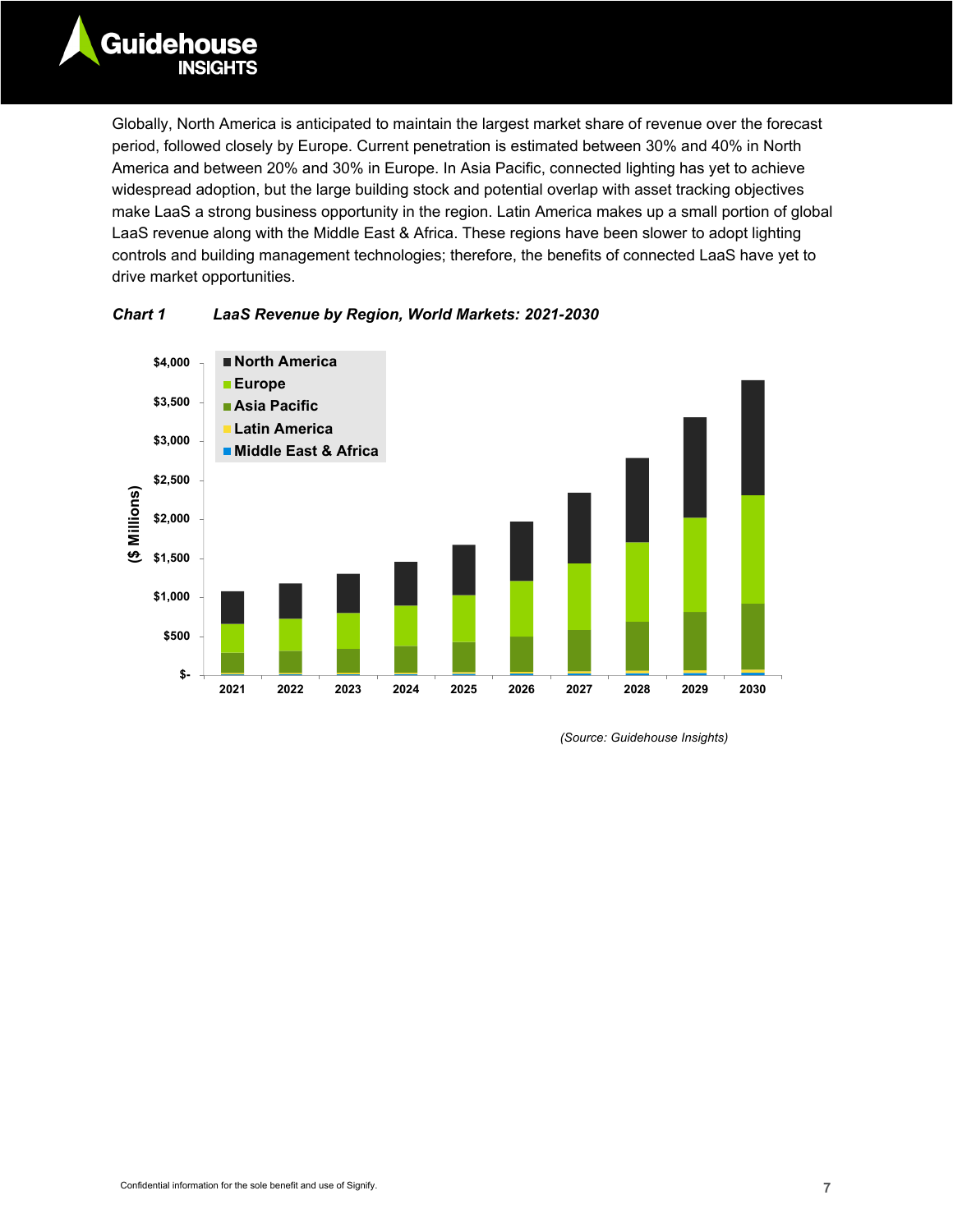Globally, North America is anticipated to maintain the largest market share of revenue over the forecast period, followed closely by Europe. Current penetration is estimated between 30% and 40% in North America and between 20% and 30% in Europe. In Asia Pacific, connected lighting has yet to achieve widespread adoption, but the large building stock and potential overlap with asset tracking objectives make LaaS a strong business opportunity in the region. Latin America makes up a small portion of global LaaS revenue along with the Middle East & Africa. These regions have been slower to adopt lighting controls and building management technologies; therefore, the benefits of connected LaaS have yet to drive market opportunities.

***Chart 1 LaaS Revenue by Region, World Markets: 2021-2030***

*(Source: Guidehouse Insights)*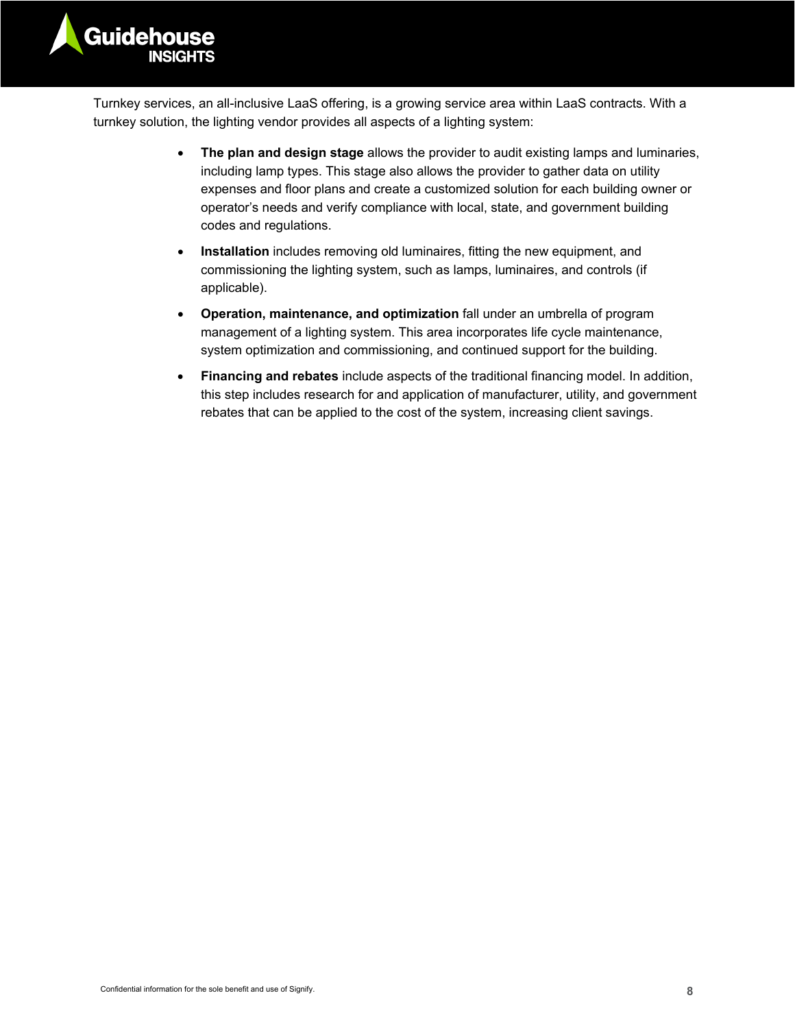Turnkey services, an all-inclusive LaaS offering, is a growing service area within LaaS contracts. With a turnkey solution, the lighting vendor provides all aspects of a lighting system:

- **The plan and design stage** allows the provider to audit existing lamps and luminaries, including lamp types. This stage also allows the provider to gather data on utility expenses and floor plans and create a customized solution for each building owner or operator's needs and verify compliance with local, state, and government building codes and regulations.
- **Installation** includes removing old luminaires, fitting the new equipment, and commissioning the lighting system, such as lamps, luminaires, and controls (if applicable).
- **Operation, maintenance, and optimization** fall under an umbrella of program management of a lighting system. This area incorporates life cycle maintenance, system optimization and commissioning, and continued support for the building.
- **Financing and rebates** include aspects of the traditional financing model. In addition, this step includes research for and application of manufacturer, utility, and government rebates that can be applied to the cost of the system, increasing client savings.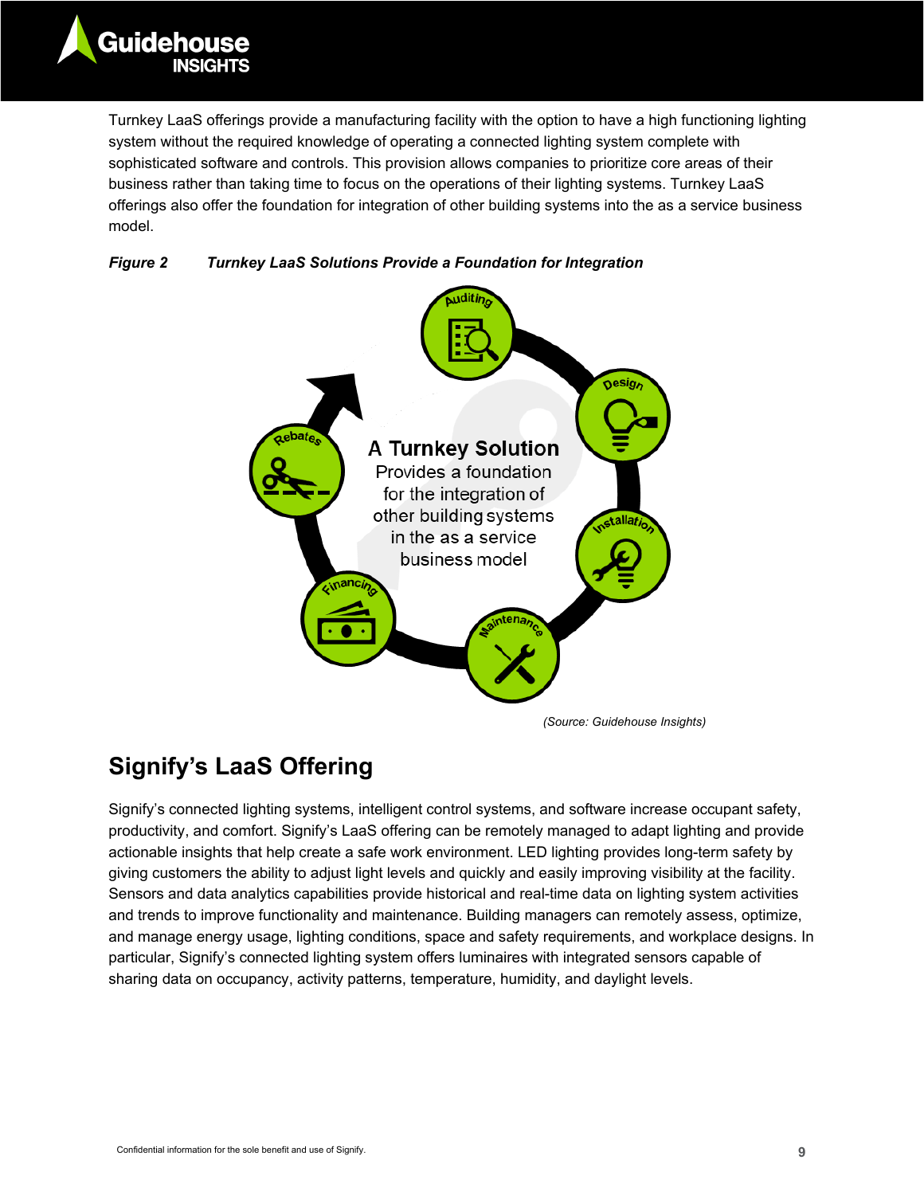Turnkey LaaS offerings provide a manufacturing facility with the option to have a high functioning lighting system without the required knowledge of operating a connected lighting system complete with sophisticated software and controls. This provision allows companies to prioritize core areas of their business rather than taking time to focus on the operations of their lighting systems. Turnkey LaaS offerings also offer the foundation for integration of other building systems into the as a service business model.

***Figure 2 Turnkey LaaS Solutions Provide a Foundation for Integration***

**A Turnkey Solution**
Provides a foundation for the integration of other building systems in the as a service business model

Auditing · Design · Installation · Maintenance · Financing · Rebates

*(Source: Guidehouse Insights)*

## Signify's LaaS Offering

Signify's connected lighting systems, intelligent control systems, and software increase occupant safety, productivity, and comfort. Signify's LaaS offering can be remotely managed to adapt lighting and provide actionable insights that help create a safe work environment. LED lighting provides long-term safety by giving customers the ability to adjust light levels and quickly and easily improving visibility at the facility. Sensors and data analytics capabilities provide historical and real-time data on lighting system activities and trends to improve functionality and maintenance. Building managers can remotely assess, optimize, and manage energy usage, lighting conditions, space and safety requirements, and workplace designs. In particular, Signify's connected lighting system offers luminaires with integrated sensors capable of sharing data on occupancy, activity patterns, temperature, humidity, and daylight levels.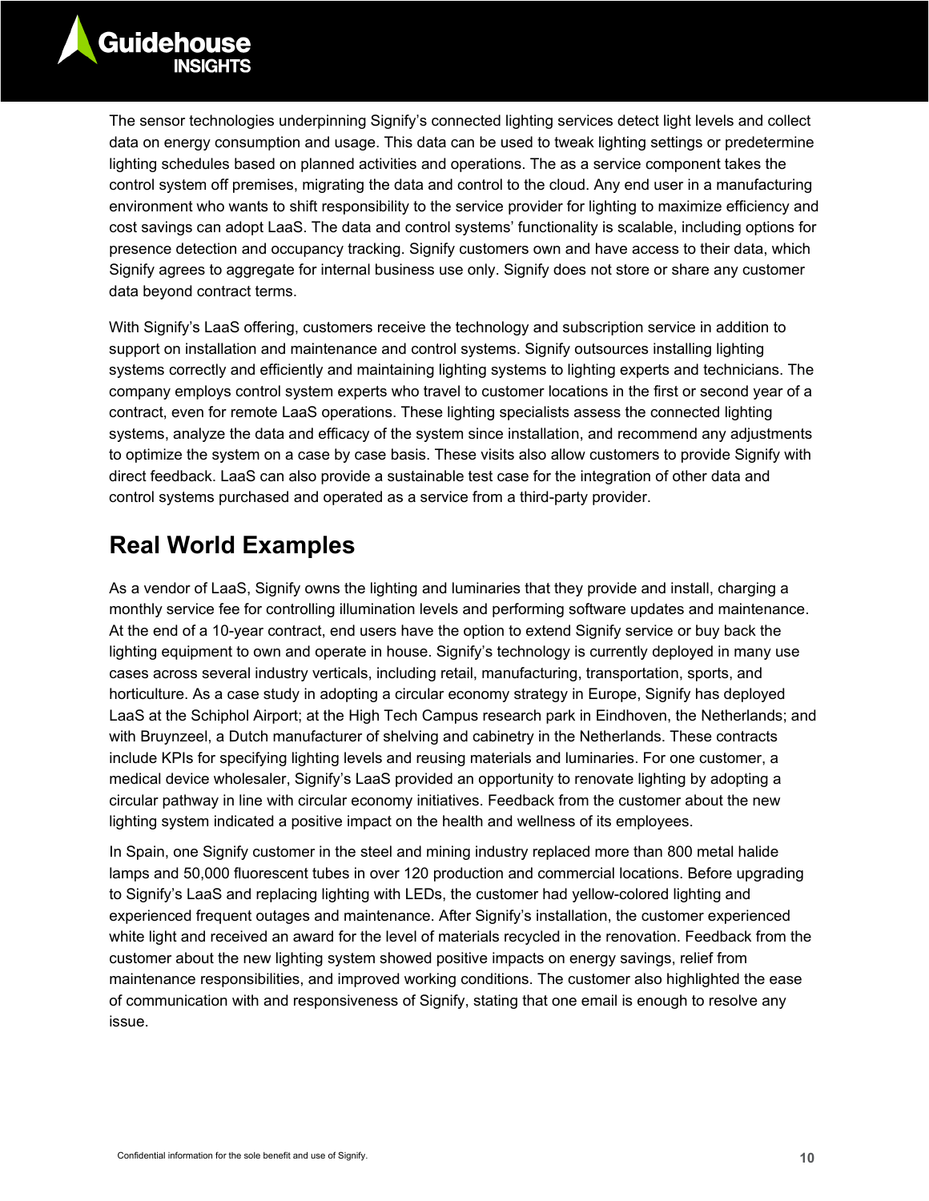The sensor technologies underpinning Signify's connected lighting services detect light levels and collect data on energy consumption and usage. This data can be used to tweak lighting settings or predetermine lighting schedules based on planned activities and operations. The as a service component takes the control system off premises, migrating the data and control to the cloud. Any end user in a manufacturing environment who wants to shift responsibility to the service provider for lighting to maximize efficiency and cost savings can adopt LaaS. The data and control systems' functionality is scalable, including options for presence detection and occupancy tracking. Signify customers own and have access to their data, which Signify agrees to aggregate for internal business use only. Signify does not store or share any customer data beyond contract terms.

With Signify's LaaS offering, customers receive the technology and subscription service in addition to support on installation and maintenance and control systems. Signify outsources installing lighting systems correctly and efficiently and maintaining lighting systems to lighting experts and technicians. The company employs control system experts who travel to customer locations in the first or second year of a contract, even for remote LaaS operations. These lighting specialists assess the connected lighting systems, analyze the data and efficacy of the system since installation, and recommend any adjustments to optimize the system on a case by case basis. These visits also allow customers to provide Signify with direct feedback. LaaS can also provide a sustainable test case for the integration of other data and control systems purchased and operated as a service from a third-party provider.

## Real World Examples

As a vendor of LaaS, Signify owns the lighting and luminaries that they provide and install, charging a monthly service fee for controlling illumination levels and performing software updates and maintenance. At the end of a 10-year contract, end users have the option to extend Signify service or buy back the lighting equipment to own and operate in house. Signify's technology is currently deployed in many use cases across several industry verticals, including retail, manufacturing, transportation, sports, and horticulture. As a case study in adopting a circular economy strategy in Europe, Signify has deployed LaaS at the Schiphol Airport; at the High Tech Campus research park in Eindhoven, the Netherlands; and with Bruynzeel, a Dutch manufacturer of shelving and cabinetry in the Netherlands. These contracts include KPIs for specifying lighting levels and reusing materials and luminaries. For one customer, a medical device wholesaler, Signify's LaaS provided an opportunity to renovate lighting by adopting a circular pathway in line with circular economy initiatives. Feedback from the customer about the new lighting system indicated a positive impact on the health and wellness of its employees.

In Spain, one Signify customer in the steel and mining industry replaced more than 800 metal halide lamps and 50,000 fluorescent tubes in over 120 production and commercial locations. Before upgrading to Signify's LaaS and replacing lighting with LEDs, the customer had yellow-colored lighting and experienced frequent outages and maintenance. After Signify's installation, the customer experienced white light and received an award for the level of materials recycled in the renovation. Feedback from the customer about the new lighting system showed positive impacts on energy savings, relief from maintenance responsibilities, and improved working conditions. The customer also highlighted the ease of communication with and responsiveness of Signify, stating that one email is enough to resolve any issue.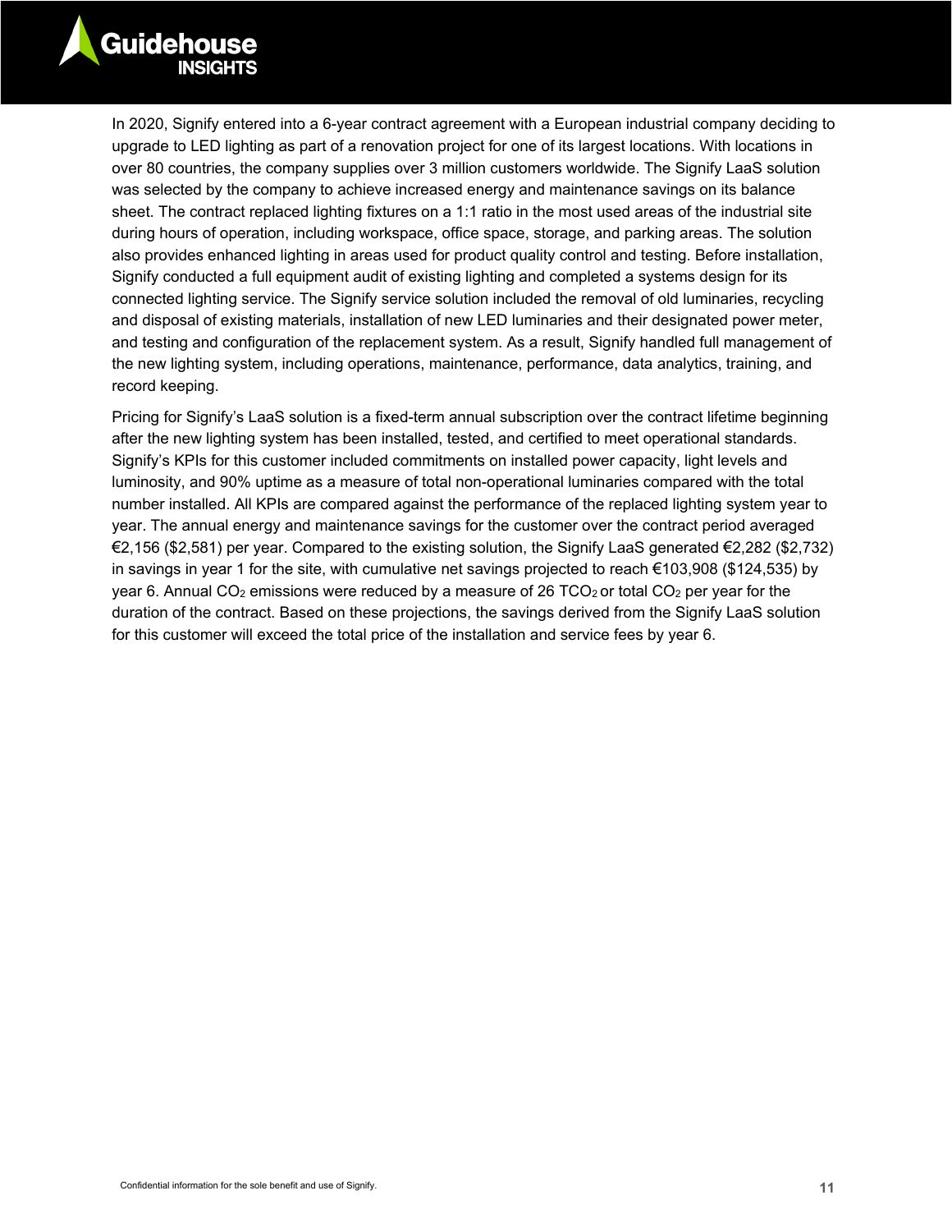In 2020, Signify entered into a 6-year contract agreement with a European industrial company deciding to upgrade to LED lighting as part of a renovation project for one of its largest locations. With locations in over 80 countries, the company supplies over 3 million customers worldwide. The Signify LaaS solution was selected by the company to achieve increased energy and maintenance savings on its balance sheet. The contract replaced lighting fixtures on a 1:1 ratio in the most used areas of the industrial site during hours of operation, including workspace, office space, storage, and parking areas. The solution also provides enhanced lighting in areas used for product quality control and testing. Before installation, Signify conducted a full equipment audit of existing lighting and completed a systems design for its connected lighting service. The Signify service solution included the removal of old luminaries, recycling and disposal of existing materials, installation of new LED luminaries and their designated power meter, and testing and configuration of the replacement system. As a result, Signify handled full management of the new lighting system, including operations, maintenance, performance, data analytics, training, and record keeping.

Pricing for Signify's LaaS solution is a fixed-term annual subscription over the contract lifetime beginning after the new lighting system has been installed, tested, and certified to meet operational standards. Signify's KPIs for this customer included commitments on installed power capacity, light levels and luminosity, and 90% uptime as a measure of total non-operational luminaries compared with the total number installed. All KPIs are compared against the performance of the replaced lighting system year to year. The annual energy and maintenance savings for the customer over the contract period averaged €2,156 ($2,581) per year. Compared to the existing solution, the Signify LaaS generated €2,282 ($2,732) in savings in year 1 for the site, with cumulative net savings projected to reach €103,908 ($124,535) by year 6. Annual $CO_2$ emissions were reduced by a measure of 26 $TCO_2$ or total $CO_2$ per year for the duration of the contract. Based on these projections, the savings derived from the Signify LaaS solution for this customer will exceed the total price of the installation and service fees by year 6.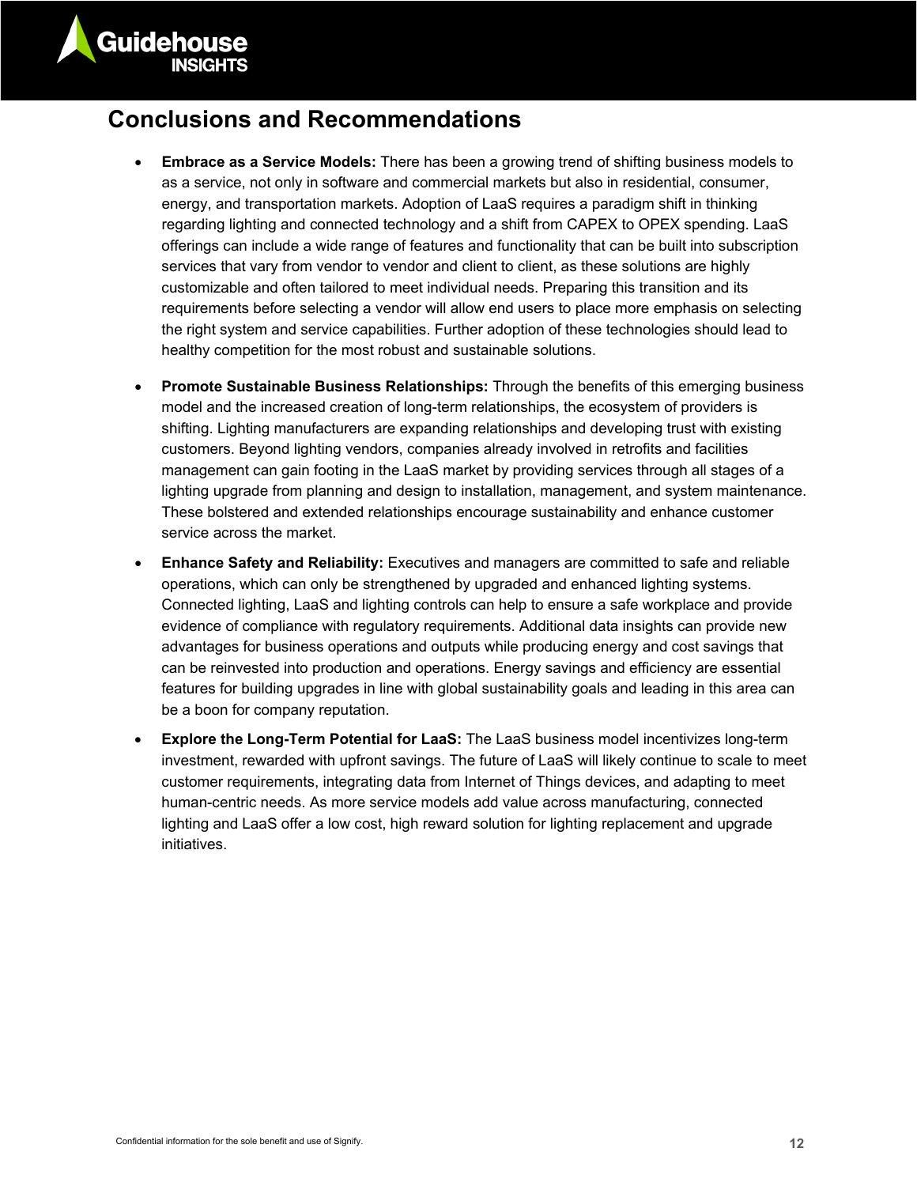## Conclusions and Recommendations

- **Embrace as a Service Models:** There has been a growing trend of shifting business models to as a service, not only in software and commercial markets but also in residential, consumer, energy, and transportation markets. Adoption of LaaS requires a paradigm shift in thinking regarding lighting and connected technology and a shift from CAPEX to OPEX spending. LaaS offerings can include a wide range of features and functionality that can be built into subscription services that vary from vendor to vendor and client to client, as these solutions are highly customizable and often tailored to meet individual needs. Preparing this transition and its requirements before selecting a vendor will allow end users to place more emphasis on selecting the right system and service capabilities. Further adoption of these technologies should lead to healthy competition for the most robust and sustainable solutions.
- **Promote Sustainable Business Relationships:** Through the benefits of this emerging business model and the increased creation of long-term relationships, the ecosystem of providers is shifting. Lighting manufacturers are expanding relationships and developing trust with existing customers. Beyond lighting vendors, companies already involved in retrofits and facilities management can gain footing in the LaaS market by providing services through all stages of a lighting upgrade from planning and design to installation, management, and system maintenance. These bolstered and extended relationships encourage sustainability and enhance customer service across the market.
- **Enhance Safety and Reliability:** Executives and managers are committed to safe and reliable operations, which can only be strengthened by upgraded and enhanced lighting systems. Connected lighting, LaaS and lighting controls can help to ensure a safe workplace and provide evidence of compliance with regulatory requirements. Additional data insights can provide new advantages for business operations and outputs while producing energy and cost savings that can be reinvested into production and operations. Energy savings and efficiency are essential features for building upgrades in line with global sustainability goals and leading in this area can be a boon for company reputation.
- **Explore the Long-Term Potential for LaaS:** The LaaS business model incentivizes long-term investment, rewarded with upfront savings. The future of LaaS will likely continue to scale to meet customer requirements, integrating data from Internet of Things devices, and adapting to meet human-centric needs. As more service models add value across manufacturing, connected lighting and LaaS offer a low cost, high reward solution for lighting replacement and upgrade initiatives.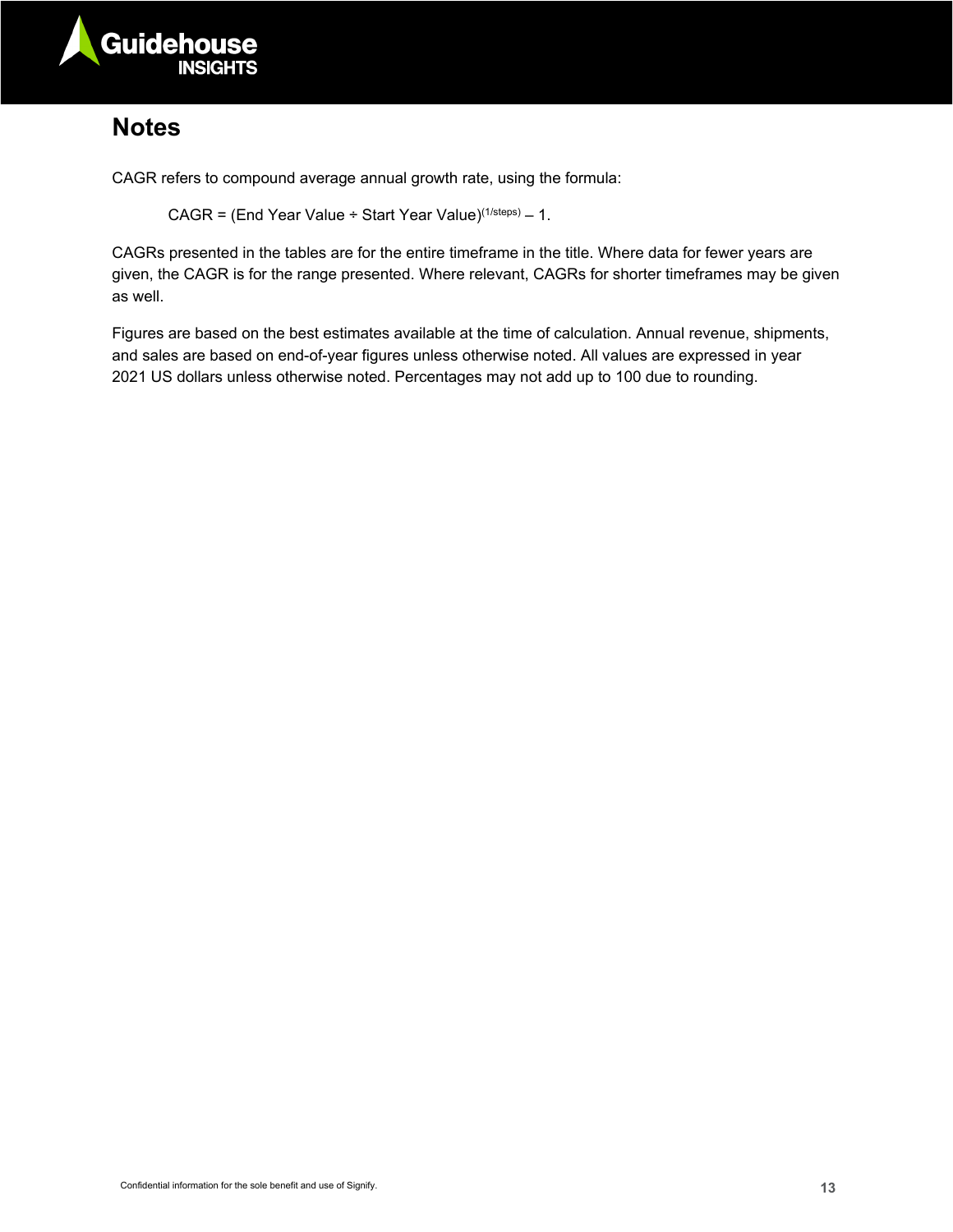# Notes

CAGR refers to compound average annual growth rate, using the formula:

$$\text{CAGR} = (\text{End Year Value} \div \text{Start Year Value})^{(1/\text{steps})} - 1.$$

CAGRs presented in the tables are for the entire timeframe in the title. Where data for fewer years are given, the CAGR is for the range presented. Where relevant, CAGRs for shorter timeframes may be given as well.

Figures are based on the best estimates available at the time of calculation. Annual revenue, shipments, and sales are based on end-of-year figures unless otherwise noted. All values are expressed in year 2021 US dollars unless otherwise noted. Percentages may not add up to 100 due to rounding.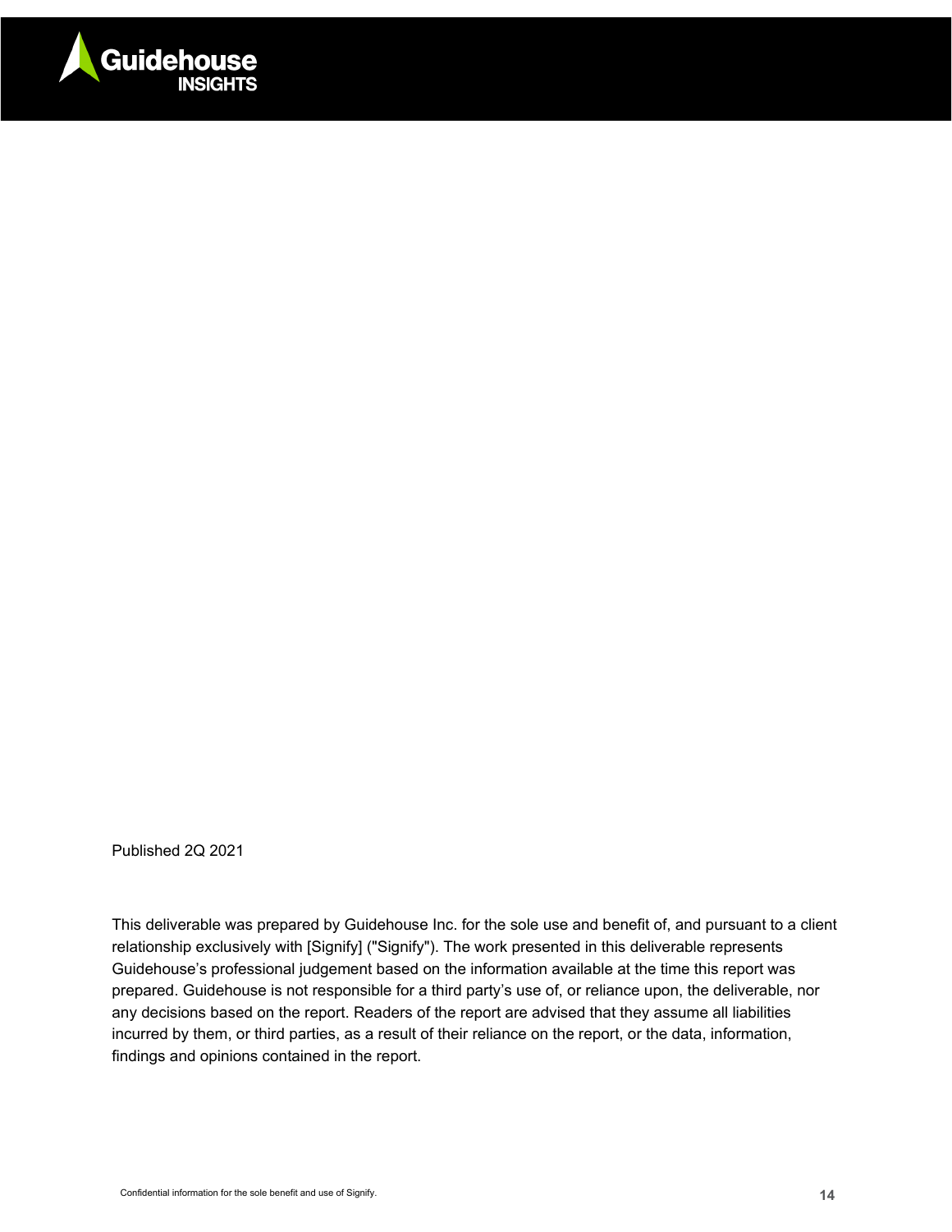Published 2Q 2021

This deliverable was prepared by Guidehouse Inc. for the sole use and benefit of, and pursuant to a client relationship exclusively with [Signify] ("Signify"). The work presented in this deliverable represents Guidehouse's professional judgement based on the information available at the time this report was prepared. Guidehouse is not responsible for a third party's use of, or reliance upon, the deliverable, nor any decisions based on the report. Readers of the report are advised that they assume all liabilities incurred by them, or third parties, as a result of their reliance on the report, or the data, information, findings and opinions contained in the report.